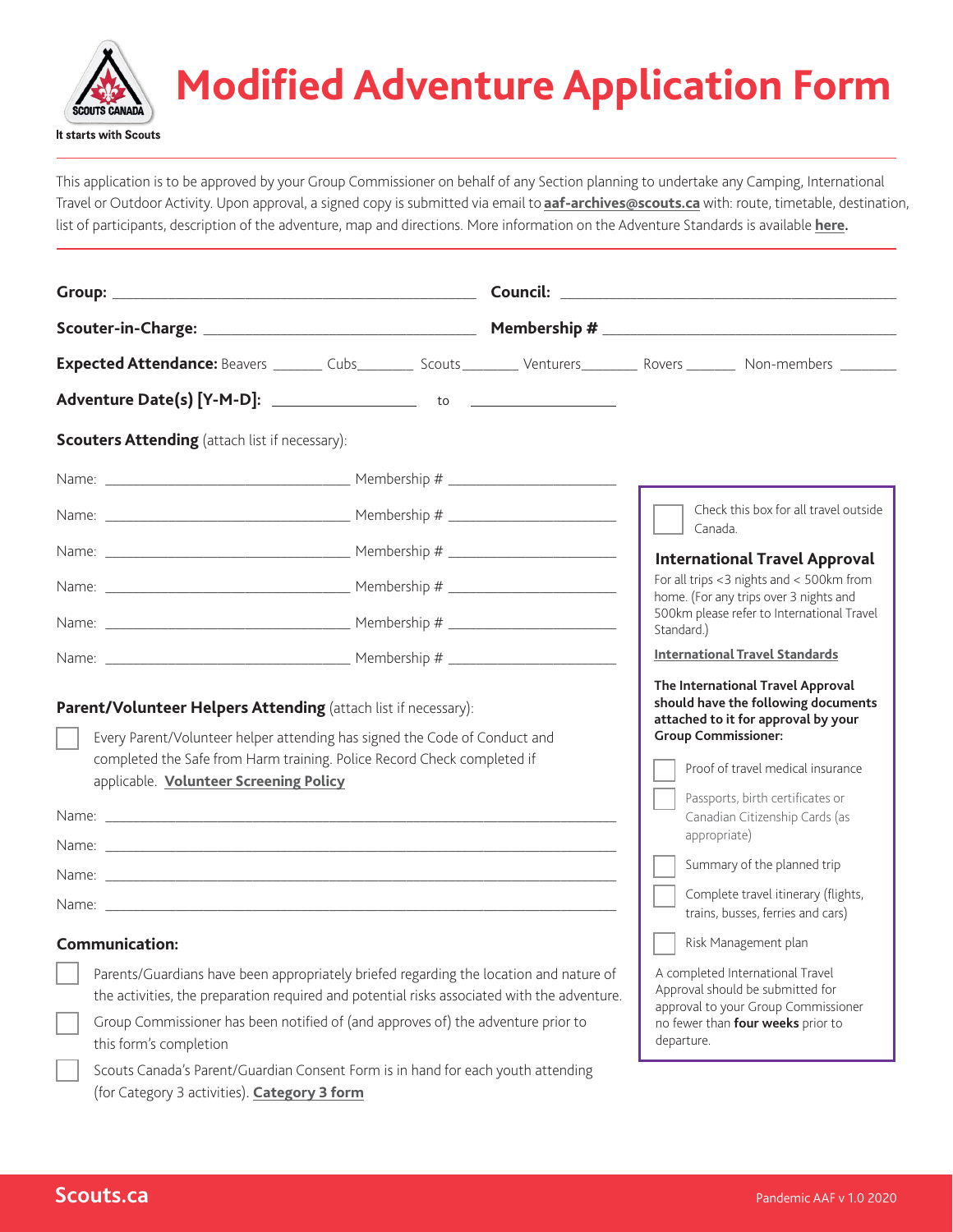It starts with Scouts

# Modified Adventure Application Form

This application is to be approved by your Group Commissioner on behalf of any Section planning to undertake any Camping, International Travel or Outdoor Activity. Upon approval, a signed copy is submitted via email to **aaf-archives@scouts.ca** with: route, timetable, destination, list of participants, description of the adventure, map and directions. More information on the Adventure Standards is available **here**.

**Group:** ______________________ **Council:** ______________________

**Scouter-in-Charge:** ______________________ **Membership #** ______________________

**Expected Attendance:** Beavers ______ Cubs______ Scouts______ Venturers______ Rovers ______ Non-members ______

**Adventure Date(s) [Y-M-D]:** ______________ to ______________

**Scouters Attending** (attach list if necessary):

Name: ______________________ Membership # ______________

Name: ______________________ Membership # ______________

Name: ______________________ Membership # ______________

Name: ______________________ Membership # ______________

Name: ______________________ Membership # ______________

Name: ______________________ Membership # ______________

**Parent/Volunteer Helpers Attending** (attach list if necessary):

- [ ] Every Parent/Volunteer helper attending has signed the Code of Conduct and completed the Safe from Harm training. Police Record Check completed if applicable. **Volunteer Screening Policy**

Name: ______________________________________

Name: ______________________________________

Name: ______________________________________

Name: ______________________________________

**Communication:**

- [ ] Parents/Guardians have been appropriately briefed regarding the location and nature of the activities, the preparation required and potential risks associated with the adventure.
- [ ] Group Commissioner has been notified of (and approves of) the adventure prior to this form's completion
- [ ] Scouts Canada's Parent/Guardian Consent Form is in hand for each youth attending (for Category 3 activities). **Category 3 form**

- [ ] Check this box for all travel outside Canada.

### International Travel Approval

For all trips <3 nights and < 500km from home. (For any trips over 3 nights and 500km please refer to International Travel Standard.)

**International Travel Standards**

**The International Travel Approval should have the following documents attached to it for approval by your Group Commissioner:**

- [ ] Proof of travel medical insurance
- [ ] Passports, birth certificates or Canadian Citizenship Cards (as appropriate)
- [ ] Summary of the planned trip
- [ ] Complete travel itinerary (flights, trains, busses, ferries and cars)
- [ ] Risk Management plan

A completed International Travel Approval should be submitted for approval to your Group Commissioner no fewer than **four weeks** prior to departure.

Scouts.ca

Pandemic AAF v 1.0 2020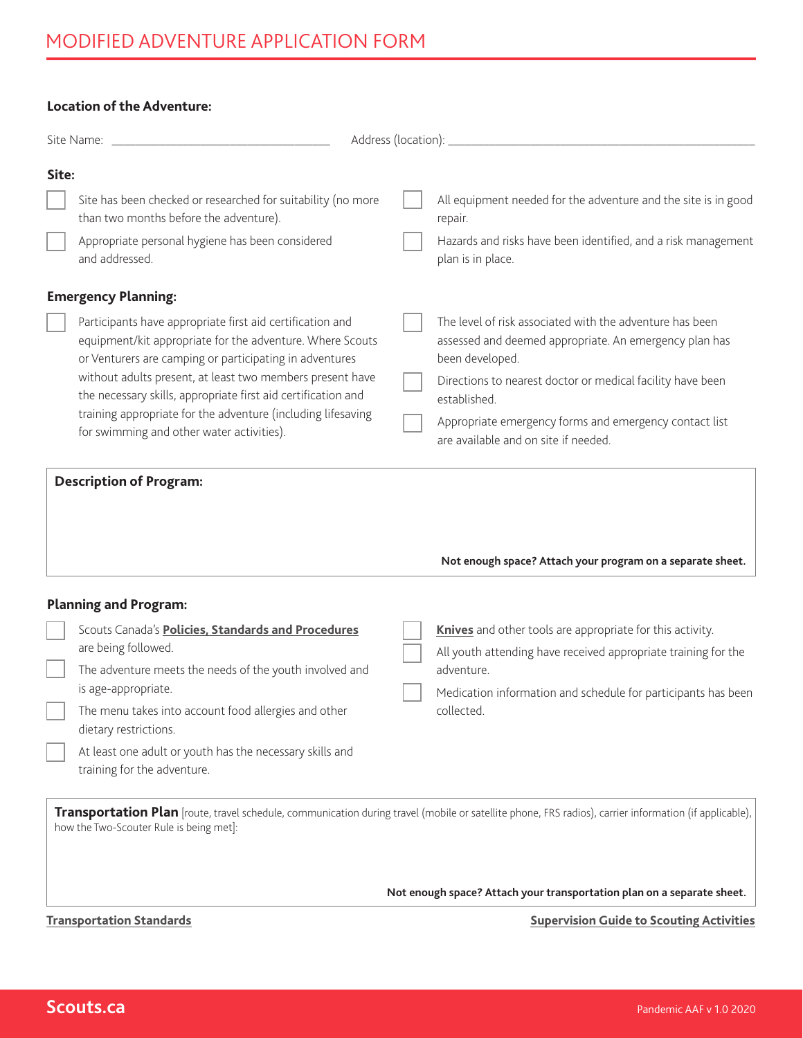# MODIFIED ADVENTURE APPLICATION FORM

**Location of the Adventure:**

Site Name: ______________________ Address (location): ______________________

**Site:**

- [ ] Site has been checked or researched for suitability (no more than two months before the adventure).
- [ ] Appropriate personal hygiene has been considered and addressed.
- [ ] All equipment needed for the adventure and the site is in good repair.
- [ ] Hazards and risks have been identified, and a risk management plan is in place.

**Emergency Planning:**

- [ ] Participants have appropriate first aid certification and equipment/kit appropriate for the adventure. Where Scouts or Venturers are camping or participating in adventures without adults present, at least two members present have the necessary skills, appropriate first aid certification and training appropriate for the adventure (including lifesaving for swimming and other water activities).
- [ ] The level of risk associated with the adventure has been assessed and deemed appropriate. An emergency plan has been developed.
- [ ] Directions to nearest doctor or medical facility have been established.
- [ ] Appropriate emergency forms and emergency contact list are available and on site if needed.

**Description of Program:**

**Not enough space? Attach your program on a separate sheet.**

**Planning and Program:**

- [ ] Scouts Canada's **Policies, Standards and Procedures** are being followed.
- [ ] The adventure meets the needs of the youth involved and is age-appropriate.
- [ ] The menu takes into account food allergies and other dietary restrictions.
- [ ] At least one adult or youth has the necessary skills and training for the adventure.
- [ ] **Knives** and other tools are appropriate for this activity.
- [ ] All youth attending have received appropriate training for the adventure.
- [ ] Medication information and schedule for participants has been collected.

**Transportation Plan** [route, travel schedule, communication during travel (mobile or satellite phone, FRS radios), carrier information (if applicable), how the Two-Scouter Rule is being met]:

**Not enough space? Attach your transportation plan on a separate sheet.**

**Transportation Standards**

**Supervision Guide to Scouting Activities**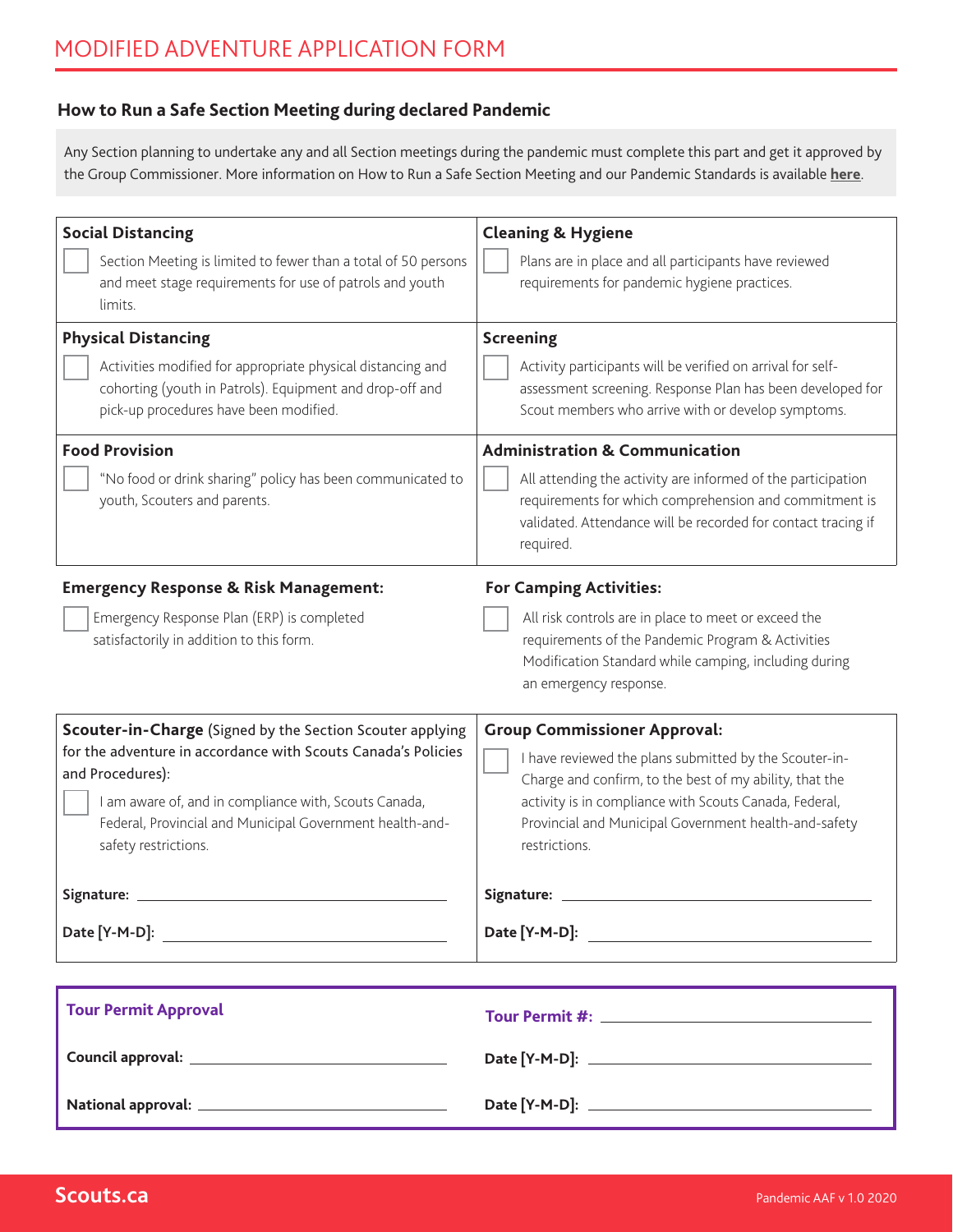## MODIFIED ADVENTURE APPLICATION FORM

### How to Run a Safe Section Meeting during declared Pandemic

Any Section planning to undertake any and all Section meetings during the pandemic must complete this part and get it approved by the Group Commissioner. More information on How to Run a Safe Section Meeting and our Pandemic Standards is available **here**.

| **Social Distancing** | **Cleaning & Hygiene** |
|---|---|
| ☐ Section Meeting is limited to fewer than a total of 50 persons and meet stage requirements for use of patrols and youth limits. | ☐ Plans are in place and all participants have reviewed requirements for pandemic hygiene practices. |
| **Physical Distancing** | **Screening** |
| ☐ Activities modified for appropriate physical distancing and cohorting (youth in Patrols). Equipment and drop-off and pick-up procedures have been modified. | ☐ Activity participants will be verified on arrival for self-assessment screening. Response Plan has been developed for Scout members who arrive with or develop symptoms. |
| **Food Provision** | **Administration & Communication** |
| ☐ "No food or drink sharing" policy has been communicated to youth, Scouters and parents. | ☐ All attending the activity are informed of the participation requirements for which comprehension and commitment is validated. Attendance will be recorded for contact tracing if required. |

**Emergency Response & Risk Management:**

☐ Emergency Response Plan (ERP) is completed satisfactorily in addition to this form.

**For Camping Activities:**

☐ All risk controls are in place to meet or exceed the requirements of the Pandemic Program & Activities Modification Standard while camping, including during an emergency response.

**Scouter-in-Charge** (Signed by the Section Scouter applying for the adventure in accordance with Scouts Canada's Policies and Procedures):

☐ I am aware of, and in compliance with, Scouts Canada, Federal, Provincial and Municipal Government health-and-safety restrictions.

**Signature:** ______________________

**Date [Y-M-D]:** ______________________

**Group Commissioner Approval:**

☐ I have reviewed the plans submitted by the Scouter-in-Charge and confirm, to the best of my ability, that the activity is in compliance with Scouts Canada, Federal, Provincial and Municipal Government health-and-safety restrictions.

**Signature:** ______________________

**Date [Y-M-D]:** ______________________

**Tour Permit Approval**

**Tour Permit #:** ______________________

**Council approval:** ______________________ **Date [Y-M-D]:** ______________________

**National approval:** ______________________ **Date [Y-M-D]:** ______________________

Scouts.ca

Pandemic AAF v 1.0 2020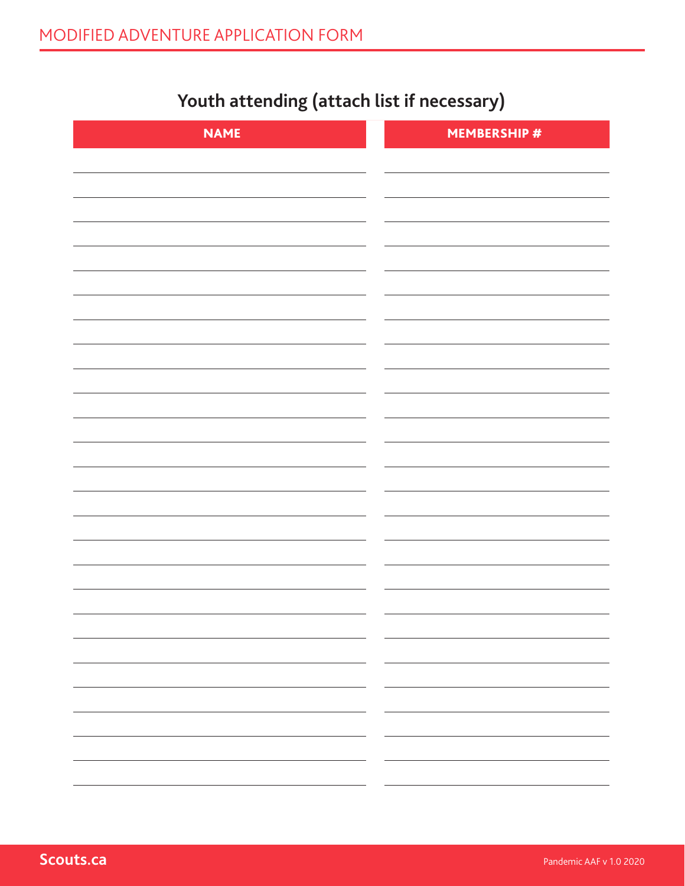## Youth attending (attach list if necessary)

| NAME | MEMBERSHIP # |
|---|---|
| | |
| | |
| | |
| | |
| | |
| | |
| | |
| | |
| | |
| | |
| | |
| | |
| | |
| | |
| | |
| | |
| | |
| | |
| | |
| | |
| | |
| | |
| | |
| | |
| | |
| | |
| | |